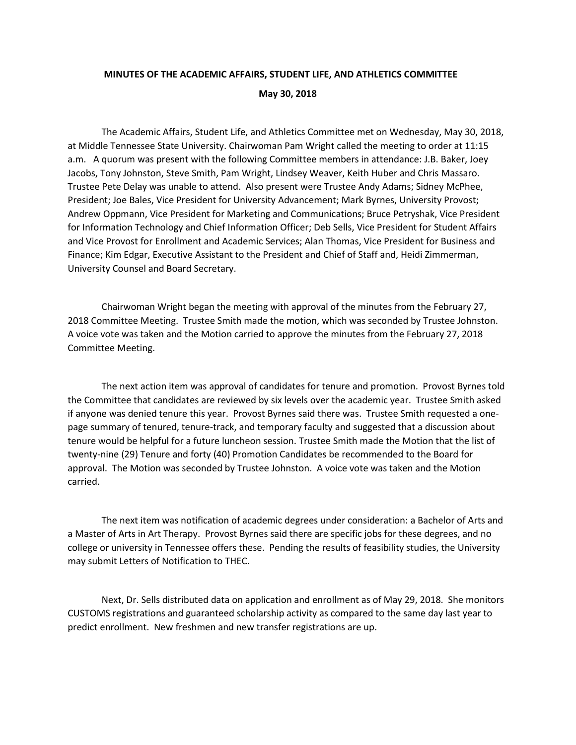**MINUTES OF THE ACADEMIC AFFAIRS, STUDENT LIFE, AND ATHLETICS COMMITTEE**

**May 30, 2018**

The Academic Affairs, Student Life, and Athletics Committee met on Wednesday, May 30, 2018, at Middle Tennessee State University. Chairwoman Pam Wright called the meeting to order at 11:15 a.m. A quorum was present with the following Committee members in attendance: J.B. Baker, Joey Jacobs, Tony Johnston, Steve Smith, Pam Wright, Lindsey Weaver, Keith Huber and Chris Massaro. Trustee Pete Delay was unable to attend. Also present were Trustee Andy Adams; Sidney McPhee, President; Joe Bales, Vice President for University Advancement; Mark Byrnes, University Provost; Andrew Oppmann, Vice President for Marketing and Communications; Bruce Petryshak, Vice President for Information Technology and Chief Information Officer; Deb Sells, Vice President for Student Affairs and Vice Provost for Enrollment and Academic Services; Alan Thomas, Vice President for Business and Finance; Kim Edgar, Executive Assistant to the President and Chief of Staff and, Heidi Zimmerman, University Counsel and Board Secretary.

Chairwoman Wright began the meeting with approval of the minutes from the February 27, 2018 Committee Meeting. Trustee Smith made the motion, which was seconded by Trustee Johnston. A voice vote was taken and the Motion carried to approve the minutes from the February 27, 2018 Committee Meeting.

The next action item was approval of candidates for tenure and promotion. Provost Byrnes told the Committee that candidates are reviewed by six levels over the academic year. Trustee Smith asked if anyone was denied tenure this year. Provost Byrnes said there was. Trustee Smith requested a one-page summary of tenured, tenure-track, and temporary faculty and suggested that a discussion about tenure would be helpful for a future luncheon session. Trustee Smith made the Motion that the list of twenty-nine (29) Tenure and forty (40) Promotion Candidates be recommended to the Board for approval. The Motion was seconded by Trustee Johnston. A voice vote was taken and the Motion carried.

The next item was notification of academic degrees under consideration: a Bachelor of Arts and a Master of Arts in Art Therapy. Provost Byrnes said there are specific jobs for these degrees, and no college or university in Tennessee offers these. Pending the results of feasibility studies, the University may submit Letters of Notification to THEC.

Next, Dr. Sells distributed data on application and enrollment as of May 29, 2018. She monitors CUSTOMS registrations and guaranteed scholarship activity as compared to the same day last year to predict enrollment. New freshmen and new transfer registrations are up.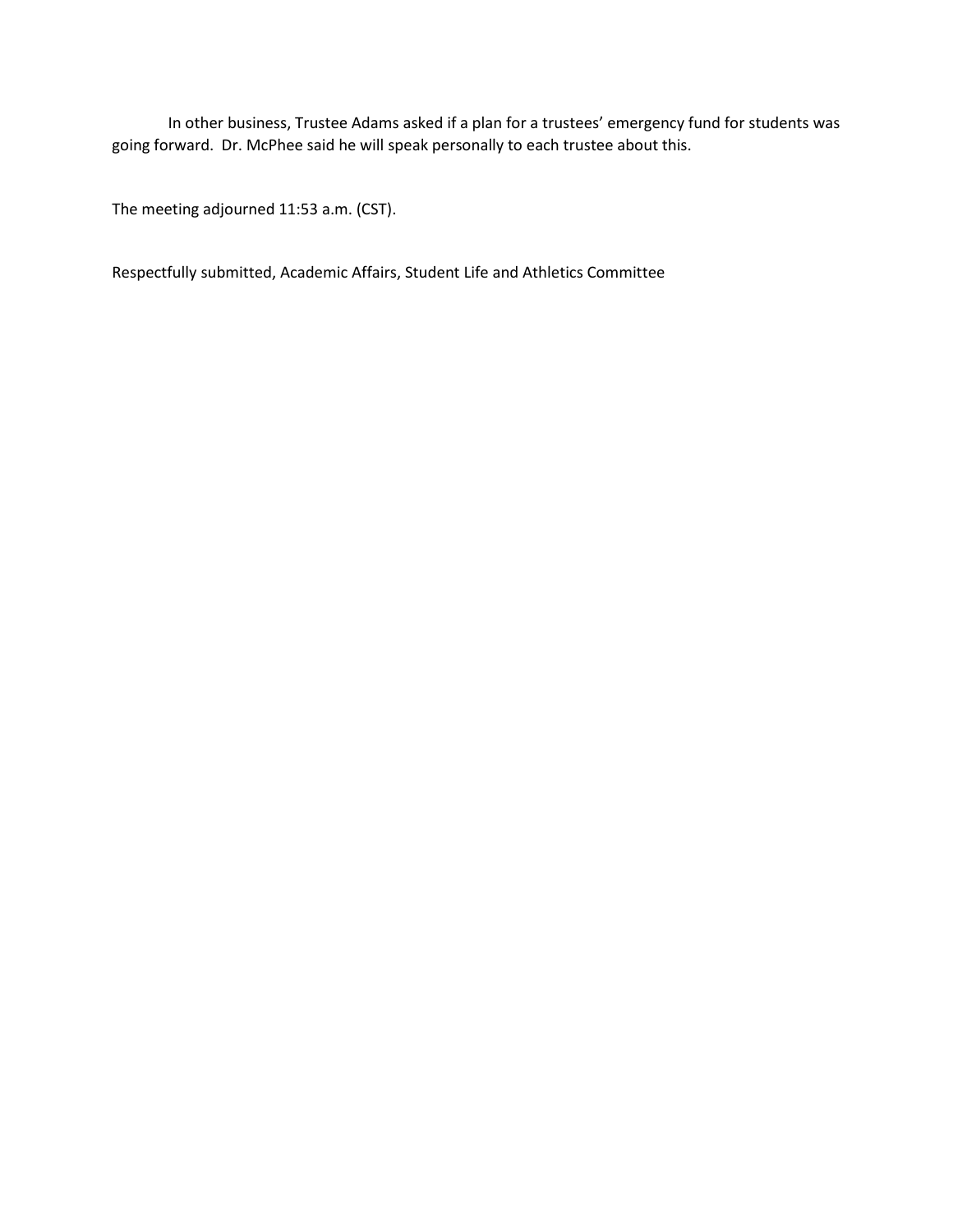In other business, Trustee Adams asked if a plan for a trustees' emergency fund for students was going forward. Dr. McPhee said he will speak personally to each trustee about this.

The meeting adjourned 11:53 a.m. (CST).

Respectfully submitted, Academic Affairs, Student Life and Athletics Committee